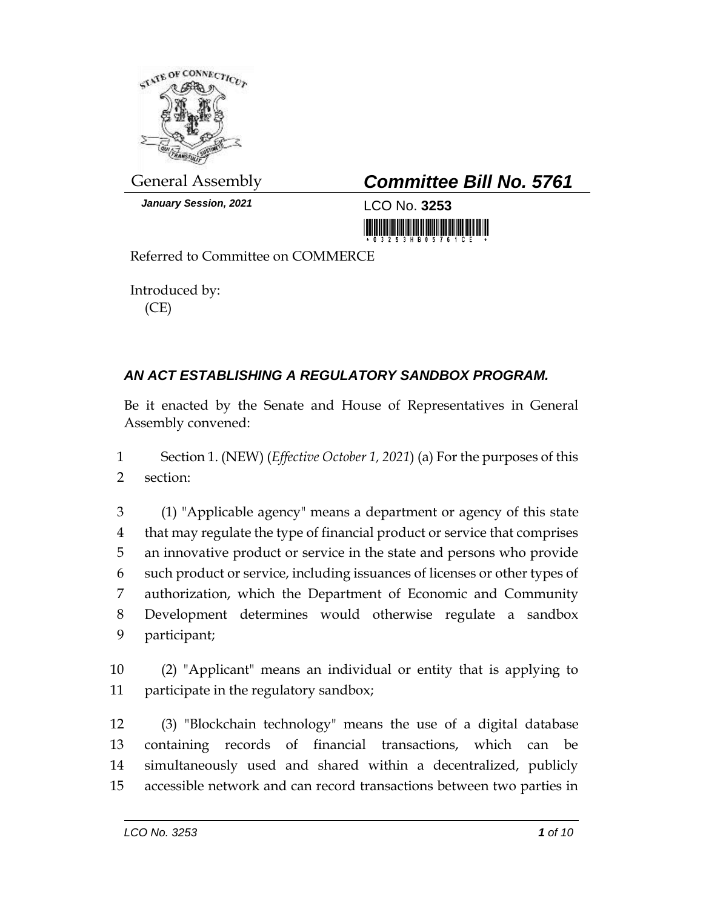General Assembly

***January Session, 2021***

## *Committee Bill No. 5761*

LCO No. **3253**

Referred to Committee on COMMERCE

Introduced by:
(CE)

### *AN ACT ESTABLISHING A REGULATORY SANDBOX PROGRAM.*

Be it enacted by the Senate and House of Representatives in General Assembly convened:

1 Section 1. (NEW) (*Effective October 1, 2021*) (a) For the purposes of this
2 section:

3 (1) "Applicable agency" means a department or agency of this state
4 that may regulate the type of financial product or service that comprises
5 an innovative product or service in the state and persons who provide
6 such product or service, including issuances of licenses or other types of
7 authorization, which the Department of Economic and Community
8 Development determines would otherwise regulate a sandbox
9 participant;

10 (2) "Applicant" means an individual or entity that is applying to
11 participate in the regulatory sandbox;

12 (3) "Blockchain technology" means the use of a digital database
13 containing records of financial transactions, which can be
14 simultaneously used and shared within a decentralized, publicly
15 accessible network and can record transactions between two parties in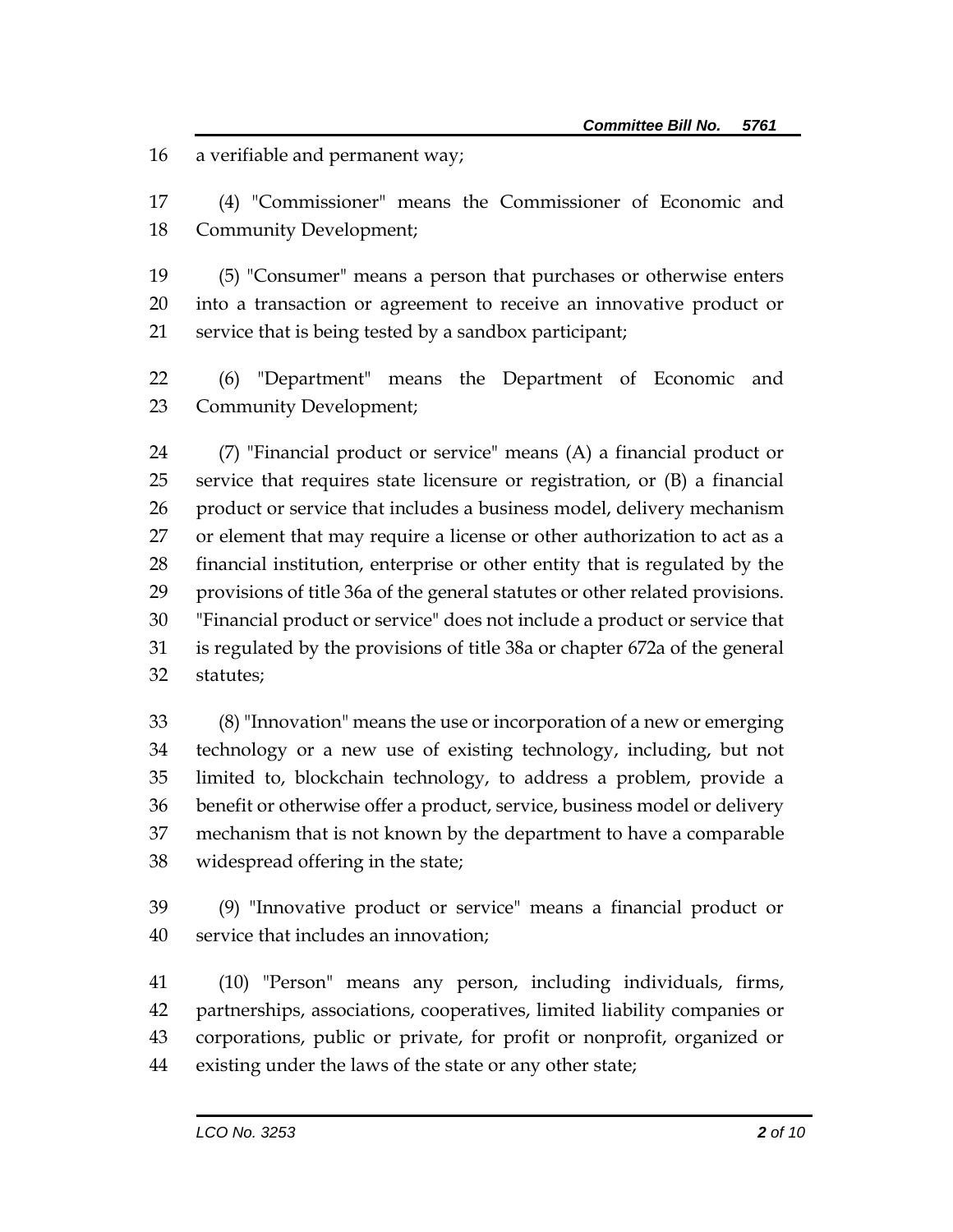a verifiable and permanent way;

(4) "Commissioner" means the Commissioner of Economic and Community Development;

(5) "Consumer" means a person that purchases or otherwise enters into a transaction or agreement to receive an innovative product or service that is being tested by a sandbox participant;

(6) "Department" means the Department of Economic and Community Development;

(7) "Financial product or service" means (A) a financial product or service that requires state licensure or registration, or (B) a financial product or service that includes a business model, delivery mechanism or element that may require a license or other authorization to act as a financial institution, enterprise or other entity that is regulated by the provisions of title 36a of the general statutes or other related provisions. "Financial product or service" does not include a product or service that is regulated by the provisions of title 38a or chapter 672a of the general statutes;

(8) "Innovation" means the use or incorporation of a new or emerging technology or a new use of existing technology, including, but not limited to, blockchain technology, to address a problem, provide a benefit or otherwise offer a product, service, business model or delivery mechanism that is not known by the department to have a comparable widespread offering in the state;

(9) "Innovative product or service" means a financial product or service that includes an innovation;

(10) "Person" means any person, including individuals, firms, partnerships, associations, cooperatives, limited liability companies or corporations, public or private, for profit or nonprofit, organized or existing under the laws of the state or any other state;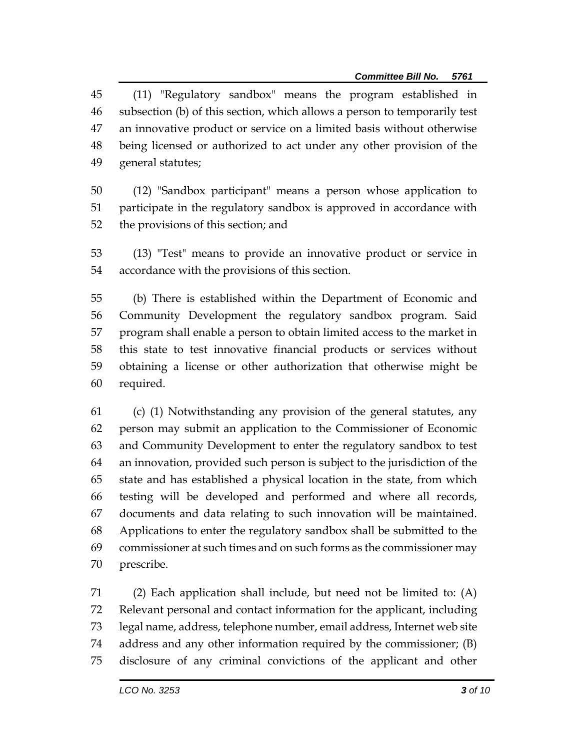(11) "Regulatory sandbox" means the program established in subsection (b) of this section, which allows a person to temporarily test an innovative product or service on a limited basis without otherwise being licensed or authorized to act under any other provision of the general statutes;

(12) "Sandbox participant" means a person whose application to participate in the regulatory sandbox is approved in accordance with the provisions of this section; and

(13) "Test" means to provide an innovative product or service in accordance with the provisions of this section.

(b) There is established within the Department of Economic and Community Development the regulatory sandbox program. Said program shall enable a person to obtain limited access to the market in this state to test innovative financial products or services without obtaining a license or other authorization that otherwise might be required.

(c) (1) Notwithstanding any provision of the general statutes, any person may submit an application to the Commissioner of Economic and Community Development to enter the regulatory sandbox to test an innovation, provided such person is subject to the jurisdiction of the state and has established a physical location in the state, from which testing will be developed and performed and where all records, documents and data relating to such innovation will be maintained. Applications to enter the regulatory sandbox shall be submitted to the commissioner at such times and on such forms as the commissioner may prescribe.

(2) Each application shall include, but need not be limited to: (A) Relevant personal and contact information for the applicant, including legal name, address, telephone number, email address, Internet web site address and any other information required by the commissioner; (B) disclosure of any criminal convictions of the applicant and other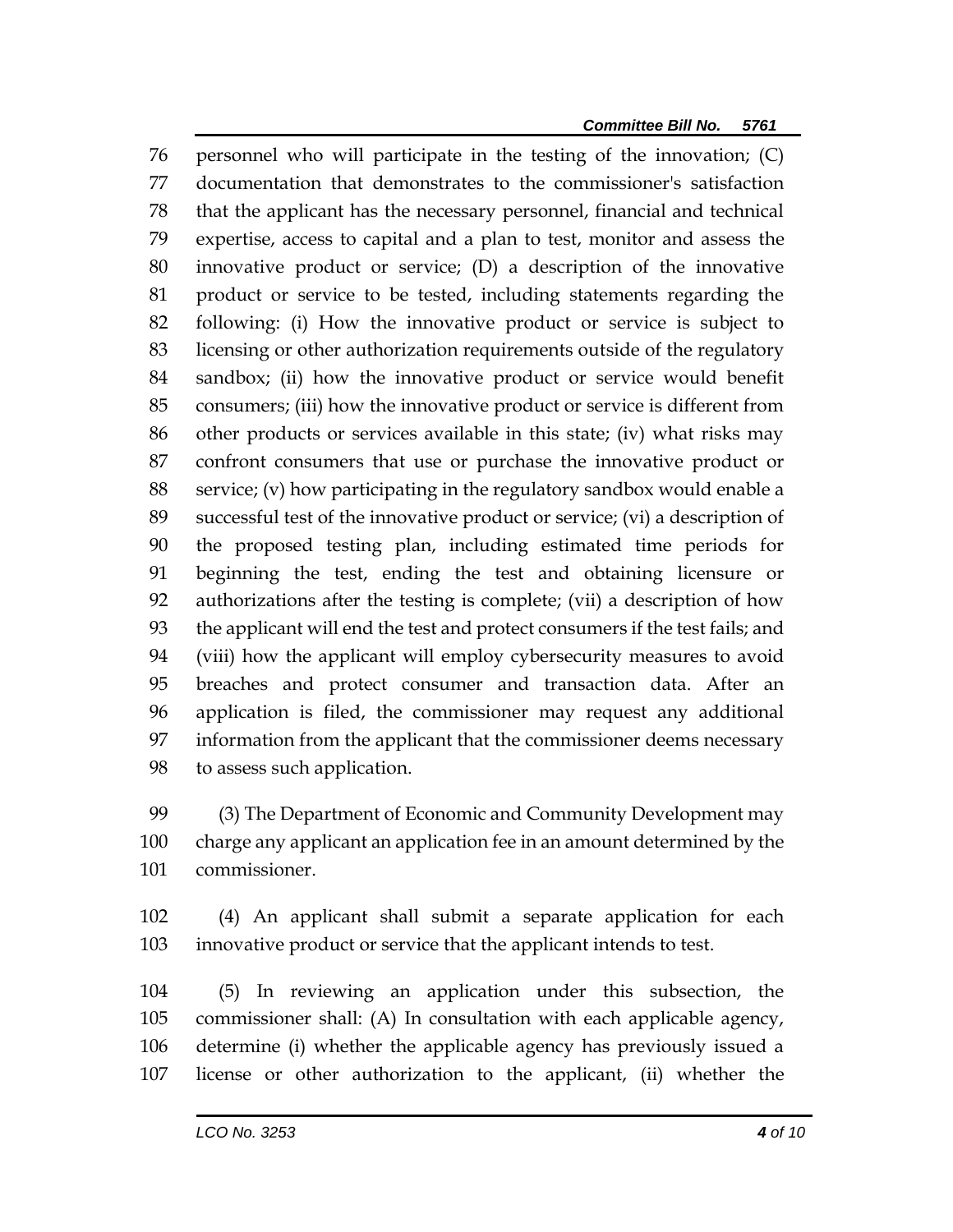personnel who will participate in the testing of the innovation; (C) documentation that demonstrates to the commissioner's satisfaction that the applicant has the necessary personnel, financial and technical expertise, access to capital and a plan to test, monitor and assess the innovative product or service; (D) a description of the innovative product or service to be tested, including statements regarding the following: (i) How the innovative product or service is subject to licensing or other authorization requirements outside of the regulatory sandbox; (ii) how the innovative product or service would benefit consumers; (iii) how the innovative product or service is different from other products or services available in this state; (iv) what risks may confront consumers that use or purchase the innovative product or service; (v) how participating in the regulatory sandbox would enable a successful test of the innovative product or service; (vi) a description of the proposed testing plan, including estimated time periods for beginning the test, ending the test and obtaining licensure or authorizations after the testing is complete; (vii) a description of how the applicant will end the test and protect consumers if the test fails; and (viii) how the applicant will employ cybersecurity measures to avoid breaches and protect consumer and transaction data. After an application is filed, the commissioner may request any additional information from the applicant that the commissioner deems necessary to assess such application.

(3) The Department of Economic and Community Development may charge any applicant an application fee in an amount determined by the commissioner.

(4) An applicant shall submit a separate application for each innovative product or service that the applicant intends to test.

(5) In reviewing an application under this subsection, the commissioner shall: (A) In consultation with each applicable agency, determine (i) whether the applicable agency has previously issued a license or other authorization to the applicant, (ii) whether the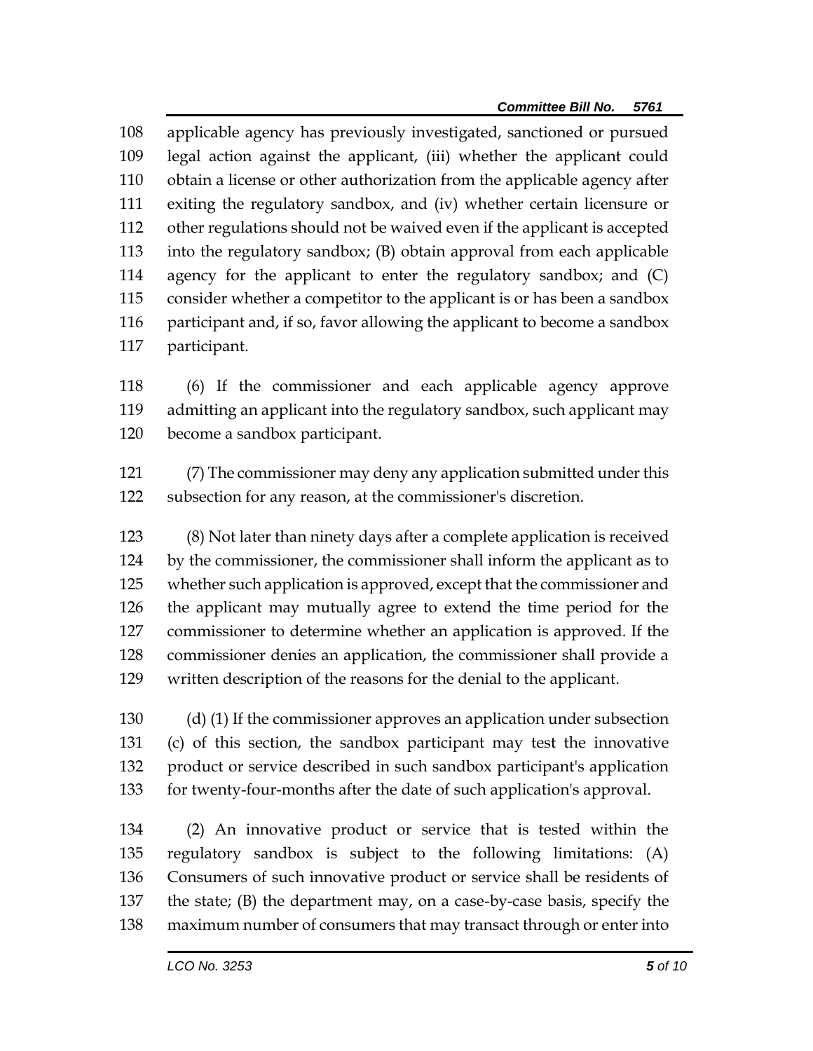applicable agency has previously investigated, sanctioned or pursued legal action against the applicant, (iii) whether the applicant could obtain a license or other authorization from the applicable agency after exiting the regulatory sandbox, and (iv) whether certain licensure or other regulations should not be waived even if the applicant is accepted into the regulatory sandbox; (B) obtain approval from each applicable agency for the applicant to enter the regulatory sandbox; and (C) consider whether a competitor to the applicant is or has been a sandbox participant and, if so, favor allowing the applicant to become a sandbox participant.

(6) If the commissioner and each applicable agency approve admitting an applicant into the regulatory sandbox, such applicant may become a sandbox participant.

(7) The commissioner may deny any application submitted under this subsection for any reason, at the commissioner's discretion.

(8) Not later than ninety days after a complete application is received by the commissioner, the commissioner shall inform the applicant as to whether such application is approved, except that the commissioner and the applicant may mutually agree to extend the time period for the commissioner to determine whether an application is approved. If the commissioner denies an application, the commissioner shall provide a written description of the reasons for the denial to the applicant.

(d) (1) If the commissioner approves an application under subsection (c) of this section, the sandbox participant may test the innovative product or service described in such sandbox participant's application for twenty-four-months after the date of such application's approval.

(2) An innovative product or service that is tested within the regulatory sandbox is subject to the following limitations: (A) Consumers of such innovative product or service shall be residents of the state; (B) the department may, on a case-by-case basis, specify the maximum number of consumers that may transact through or enter into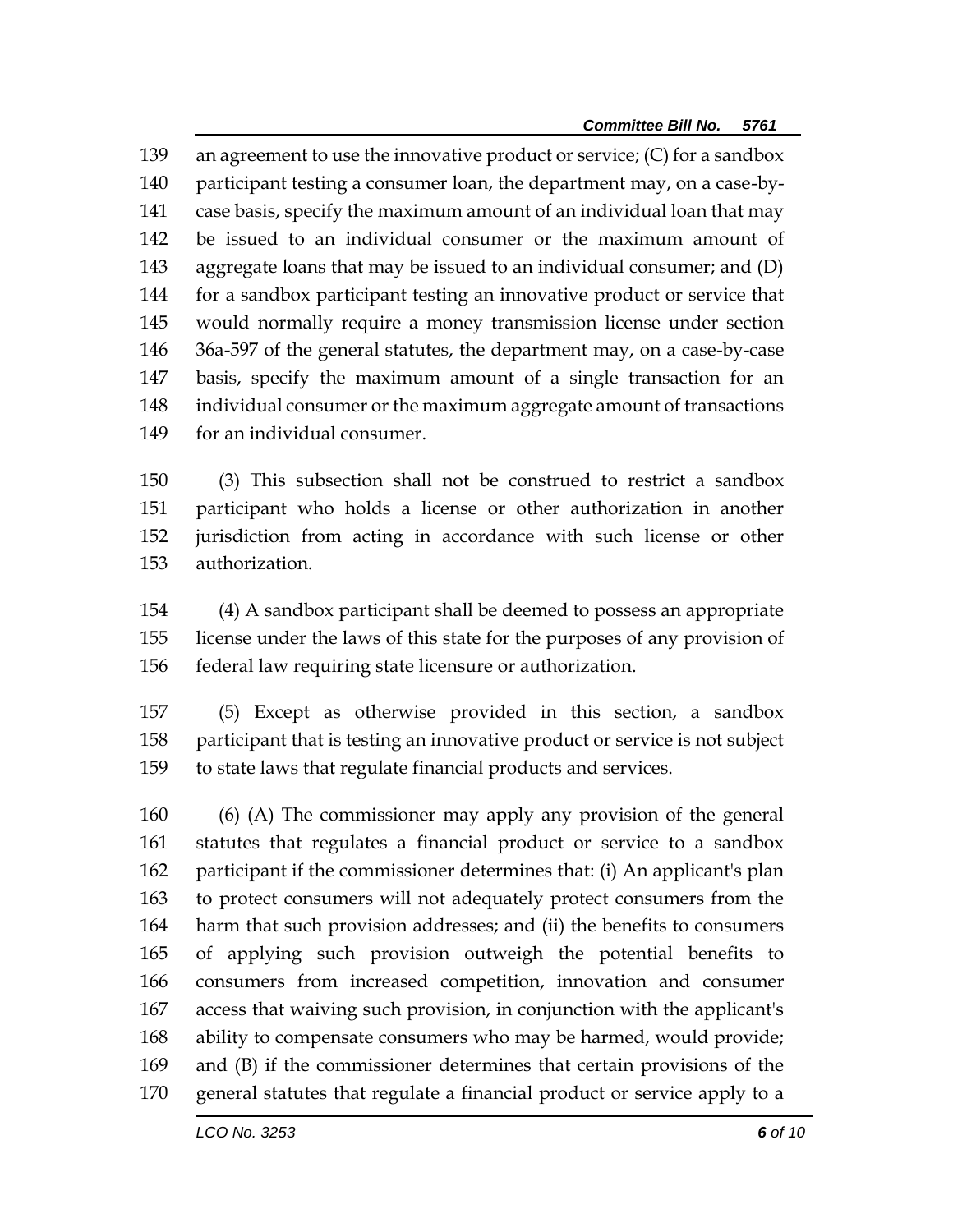an agreement to use the innovative product or service; (C) for a sandbox participant testing a consumer loan, the department may, on a case-by-case basis, specify the maximum amount of an individual loan that may be issued to an individual consumer or the maximum amount of aggregate loans that may be issued to an individual consumer; and (D) for a sandbox participant testing an innovative product or service that would normally require a money transmission license under section 36a-597 of the general statutes, the department may, on a case-by-case basis, specify the maximum amount of a single transaction for an individual consumer or the maximum aggregate amount of transactions for an individual consumer.

(3) This subsection shall not be construed to restrict a sandbox participant who holds a license or other authorization in another jurisdiction from acting in accordance with such license or other authorization.

(4) A sandbox participant shall be deemed to possess an appropriate license under the laws of this state for the purposes of any provision of federal law requiring state licensure or authorization.

(5) Except as otherwise provided in this section, a sandbox participant that is testing an innovative product or service is not subject to state laws that regulate financial products and services.

(6) (A) The commissioner may apply any provision of the general statutes that regulates a financial product or service to a sandbox participant if the commissioner determines that: (i) An applicant's plan to protect consumers will not adequately protect consumers from the harm that such provision addresses; and (ii) the benefits to consumers of applying such provision outweigh the potential benefits to consumers from increased competition, innovation and consumer access that waiving such provision, in conjunction with the applicant's ability to compensate consumers who may be harmed, would provide; and (B) if the commissioner determines that certain provisions of the general statutes that regulate a financial product or service apply to a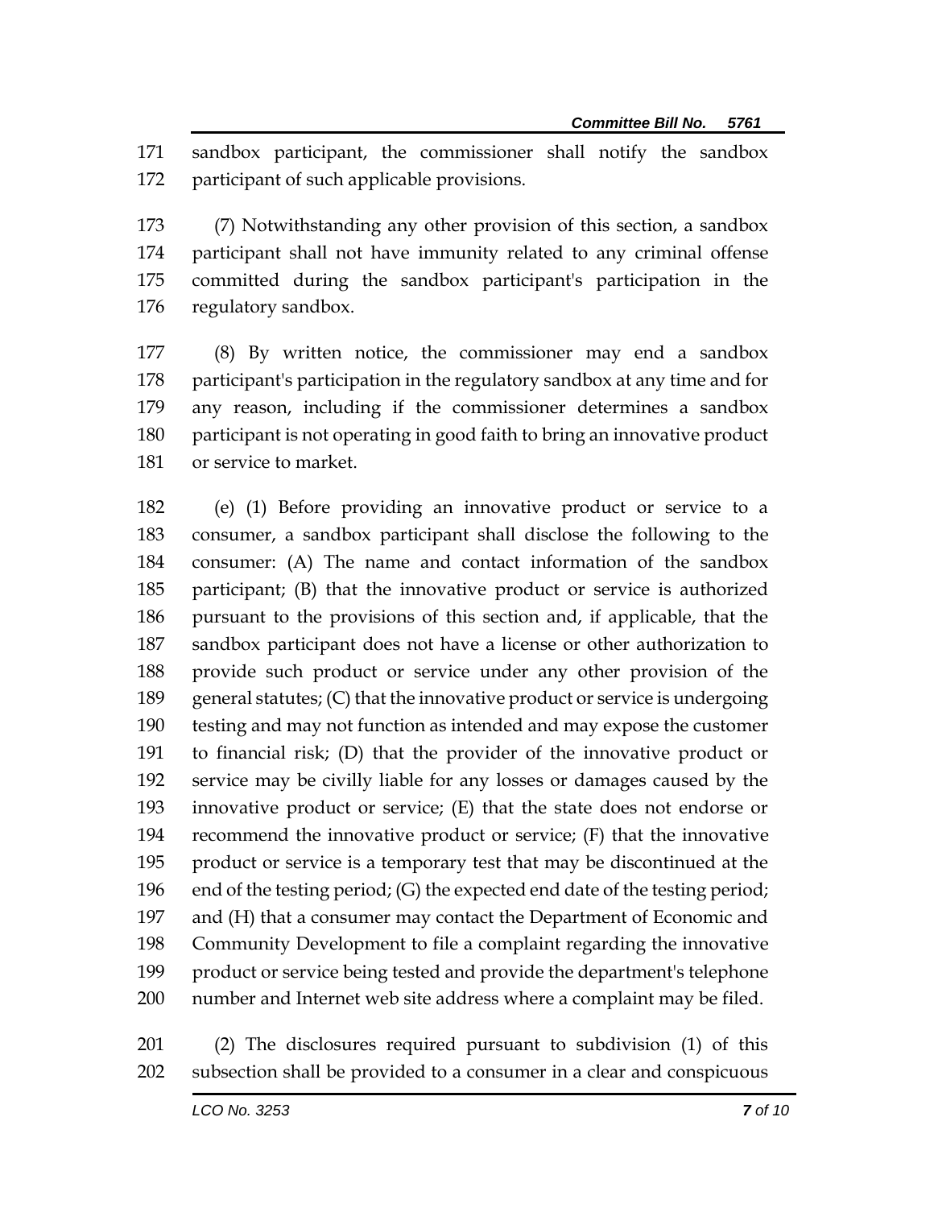sandbox participant, the commissioner shall notify the sandbox participant of such applicable provisions.

(7) Notwithstanding any other provision of this section, a sandbox participant shall not have immunity related to any criminal offense committed during the sandbox participant's participation in the regulatory sandbox.

(8) By written notice, the commissioner may end a sandbox participant's participation in the regulatory sandbox at any time and for any reason, including if the commissioner determines a sandbox participant is not operating in good faith to bring an innovative product or service to market.

(e) (1) Before providing an innovative product or service to a consumer, a sandbox participant shall disclose the following to the consumer: (A) The name and contact information of the sandbox participant; (B) that the innovative product or service is authorized pursuant to the provisions of this section and, if applicable, that the sandbox participant does not have a license or other authorization to provide such product or service under any other provision of the general statutes; (C) that the innovative product or service is undergoing testing and may not function as intended and may expose the customer to financial risk; (D) that the provider of the innovative product or service may be civilly liable for any losses or damages caused by the innovative product or service; (E) that the state does not endorse or recommend the innovative product or service; (F) that the innovative product or service is a temporary test that may be discontinued at the end of the testing period; (G) the expected end date of the testing period; and (H) that a consumer may contact the Department of Economic and Community Development to file a complaint regarding the innovative product or service being tested and provide the department's telephone number and Internet web site address where a complaint may be filed.

(2) The disclosures required pursuant to subdivision (1) of this subsection shall be provided to a consumer in a clear and conspicuous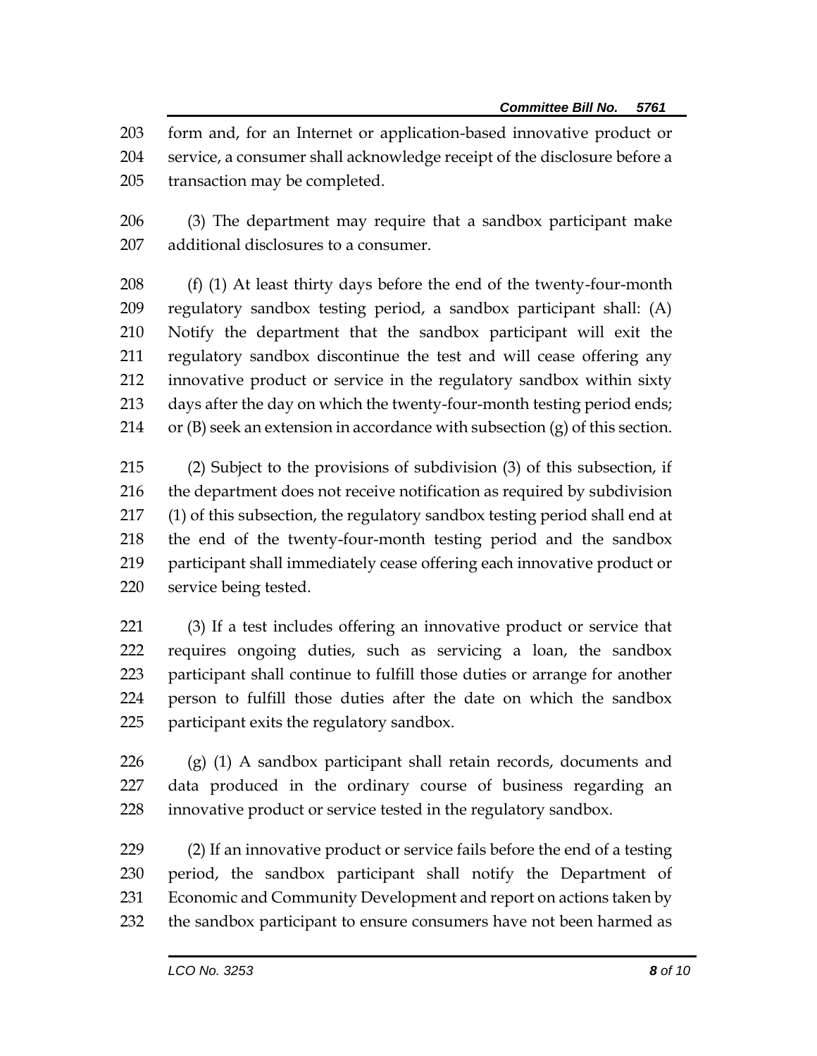form and, for an Internet or application-based innovative product or service, a consumer shall acknowledge receipt of the disclosure before a transaction may be completed.

(3) The department may require that a sandbox participant make additional disclosures to a consumer.

(f) (1) At least thirty days before the end of the twenty-four-month regulatory sandbox testing period, a sandbox participant shall: (A) Notify the department that the sandbox participant will exit the regulatory sandbox discontinue the test and will cease offering any innovative product or service in the regulatory sandbox within sixty days after the day on which the twenty-four-month testing period ends; or (B) seek an extension in accordance with subsection (g) of this section.

(2) Subject to the provisions of subdivision (3) of this subsection, if the department does not receive notification as required by subdivision (1) of this subsection, the regulatory sandbox testing period shall end at the end of the twenty-four-month testing period and the sandbox participant shall immediately cease offering each innovative product or service being tested.

(3) If a test includes offering an innovative product or service that requires ongoing duties, such as servicing a loan, the sandbox participant shall continue to fulfill those duties or arrange for another person to fulfill those duties after the date on which the sandbox participant exits the regulatory sandbox.

(g) (1) A sandbox participant shall retain records, documents and data produced in the ordinary course of business regarding an innovative product or service tested in the regulatory sandbox.

(2) If an innovative product or service fails before the end of a testing period, the sandbox participant shall notify the Department of Economic and Community Development and report on actions taken by the sandbox participant to ensure consumers have not been harmed as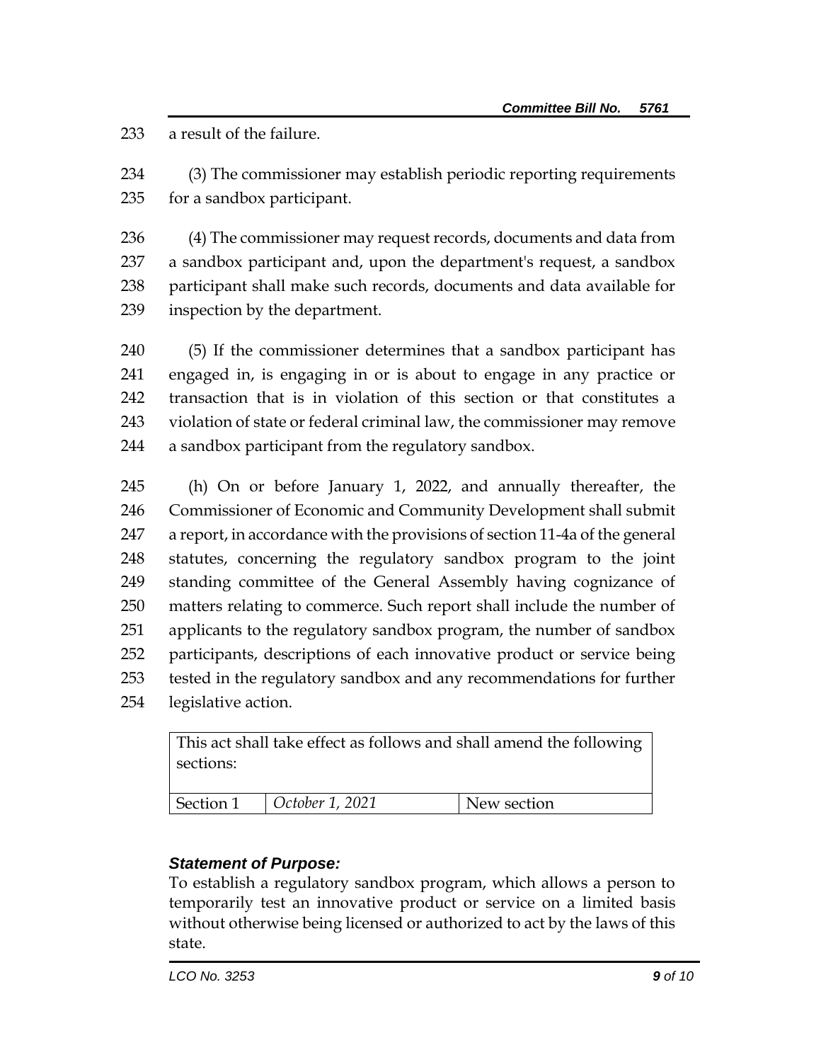a result of the failure.

(3) The commissioner may establish periodic reporting requirements for a sandbox participant.

(4) The commissioner may request records, documents and data from a sandbox participant and, upon the department's request, a sandbox participant shall make such records, documents and data available for inspection by the department.

(5) If the commissioner determines that a sandbox participant has engaged in, is engaging in or is about to engage in any practice or transaction that is in violation of this section or that constitutes a violation of state or federal criminal law, the commissioner may remove a sandbox participant from the regulatory sandbox.

(h) On or before January 1, 2022, and annually thereafter, the Commissioner of Economic and Community Development shall submit a report, in accordance with the provisions of section 11-4a of the general statutes, concerning the regulatory sandbox program to the joint standing committee of the General Assembly having cognizance of matters relating to commerce. Such report shall include the number of applicants to the regulatory sandbox program, the number of sandbox participants, descriptions of each innovative product or service being tested in the regulatory sandbox and any recommendations for further legislative action.

| This act shall take effect as follows and shall amend the following sections: | | |
|---|---|---|
| Section 1 | *October 1, 2021* | New section |

### *Statement of Purpose:*

To establish a regulatory sandbox program, which allows a person to temporarily test an innovative product or service on a limited basis without otherwise being licensed or authorized to act by the laws of this state.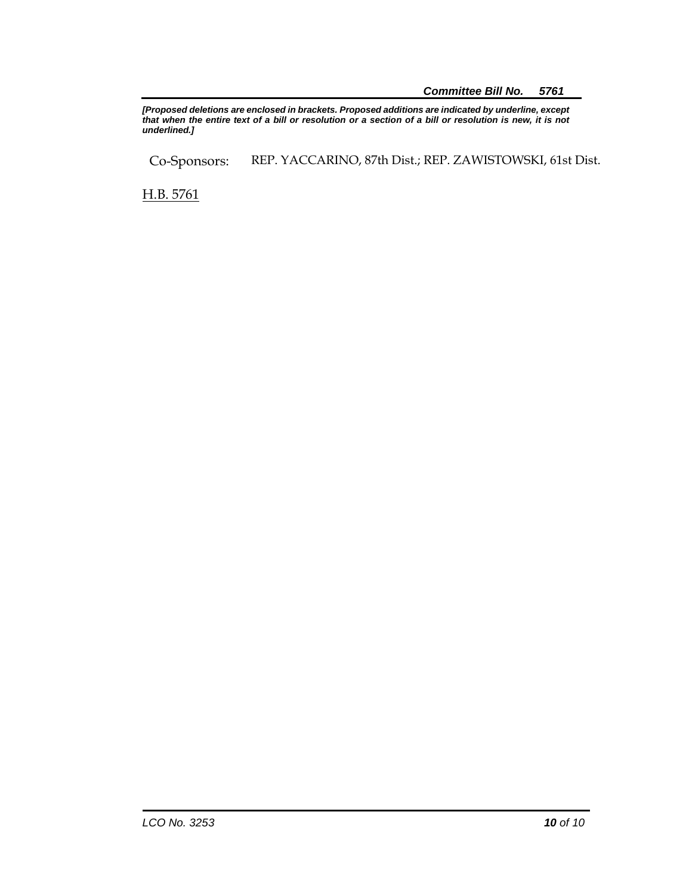Co-Sponsors: REP. YACCARINO, 87th Dist.; REP. ZAWISTOWSKI, 61st Dist.

H.B. 5761